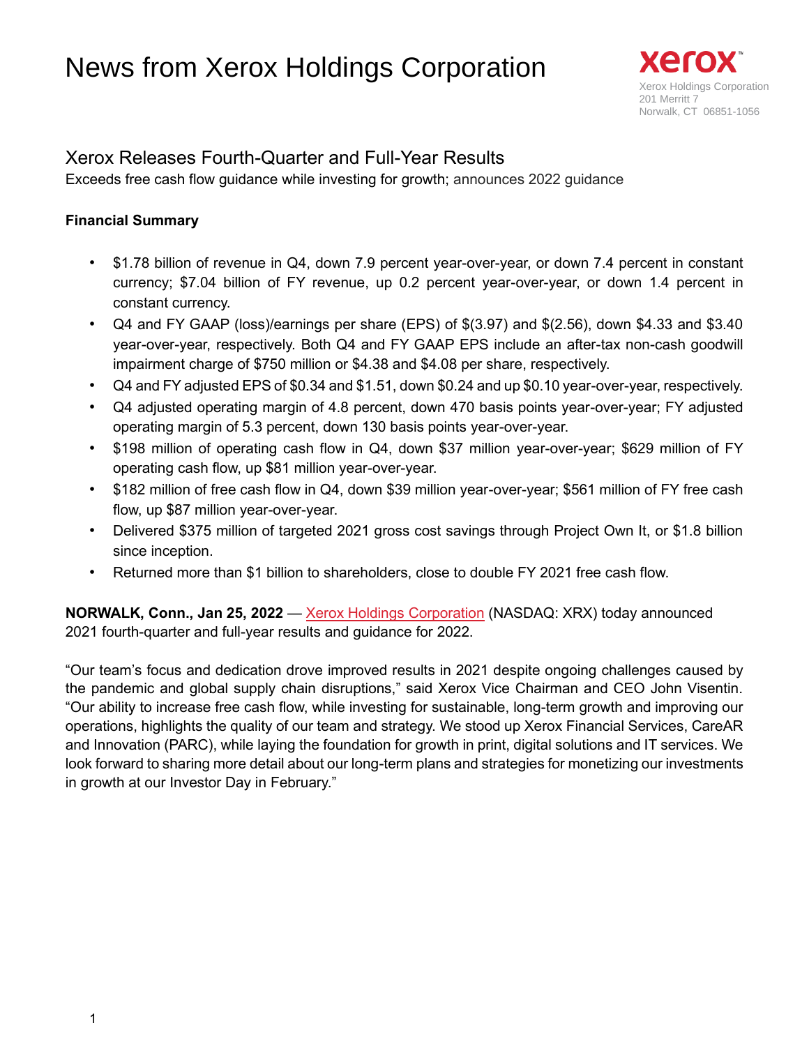# News from Xerox Holdings Corporation

xerox™

Xerox Holdings Corporation
201 Merritt 7
Norwalk, CT 06851-1056

## Xerox Releases Fourth-Quarter and Full-Year Results

Exceeds free cash flow guidance while investing for growth; announces 2022 guidance

### Financial Summary

- $1.78 billion of revenue in Q4, down 7.9 percent year-over-year, or down 7.4 percent in constant currency; $7.04 billion of FY revenue, up 0.2 percent year-over-year, or down 1.4 percent in constant currency.
- Q4 and FY GAAP (loss)/earnings per share (EPS) of $(3.97) and $(2.56), down $4.33 and $3.40 year-over-year, respectively. Both Q4 and FY GAAP EPS include an after-tax non-cash goodwill impairment charge of $750 million or $4.38 and $4.08 per share, respectively.
- Q4 and FY adjusted EPS of $0.34 and $1.51, down $0.24 and up $0.10 year-over-year, respectively.
- Q4 adjusted operating margin of 4.8 percent, down 470 basis points year-over-year; FY adjusted operating margin of 5.3 percent, down 130 basis points year-over-year.
- $198 million of operating cash flow in Q4, down $37 million year-over-year; $629 million of FY operating cash flow, up $81 million year-over-year.
- $182 million of free cash flow in Q4, down $39 million year-over-year; $561 million of FY free cash flow, up $87 million year-over-year.
- Delivered $375 million of targeted 2021 gross cost savings through Project Own It, or $1.8 billion since inception.
- Returned more than $1 billion to shareholders, close to double FY 2021 free cash flow.

**NORWALK, Conn., Jan 25, 2022** — Xerox Holdings Corporation (NASDAQ: XRX) today announced 2021 fourth-quarter and full-year results and guidance for 2022.

"Our team's focus and dedication drove improved results in 2021 despite ongoing challenges caused by the pandemic and global supply chain disruptions," said Xerox Vice Chairman and CEO John Visentin. "Our ability to increase free cash flow, while investing for sustainable, long-term growth and improving our operations, highlights the quality of our team and strategy. We stood up Xerox Financial Services, CareAR and Innovation (PARC), while laying the foundation for growth in print, digital solutions and IT services. We look forward to sharing more detail about our long-term plans and strategies for monetizing our investments in growth at our Investor Day in February."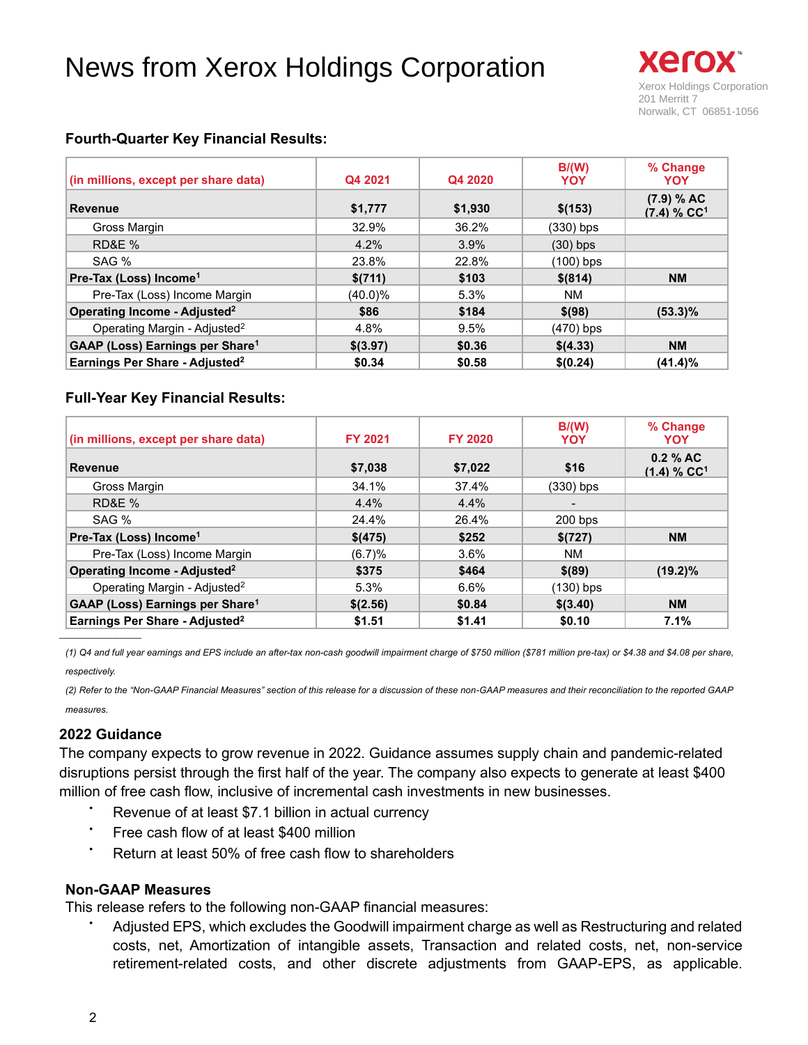# News from Xerox Holdings Corporation

Xerox Holdings Corporation
201 Merritt 7
Norwalk, CT 06851-1056

### Fourth-Quarter Key Financial Results:

| (in millions, except per share data) | Q4 2021 | Q4 2020 | B/(W) YOY | % Change YOY |
|---|---|---|---|---|
| **Revenue** | **$1,777** | **$1,930** | **$(153)** | **(7.9) % AC (7.4) % CC[1]** |
| Gross Margin | 32.9% | 36.2% | (330) bps | |
| RD&E % | 4.2% | 3.9% | (30) bps | |
| SAG % | 23.8% | 22.8% | (100) bps | |
| **Pre-Tax (Loss) Income[1]** | **$(711)** | **$103** | **$(814)** | **NM** |
| Pre-Tax (Loss) Income Margin | (40.0)% | 5.3% | NM | |
| **Operating Income - Adjusted[2]** | **$86** | **$184** | **$(98)** | **(53.3)%** |
| Operating Margin - Adjusted[2] | 4.8% | 9.5% | (470) bps | |
| **GAAP (Loss) Earnings per Share[1]** | **$(3.97)** | **$0.36** | **$(4.33)** | **NM** |
| **Earnings Per Share - Adjusted[2]** | **$0.34** | **$0.58** | **$(0.24)** | **(41.4)%** |

### Full-Year Key Financial Results:

| (in millions, except per share data) | FY 2021 | FY 2020 | B/(W) YOY | % Change YOY |
|---|---|---|---|---|
| **Revenue** | **$7,038** | **$7,022** | **$16** | **0.2 % AC (1.4) % CC[1]** |
| Gross Margin | 34.1% | 37.4% | (330) bps | |
| RD&E % | 4.4% | 4.4% | - | |
| SAG % | 24.4% | 26.4% | 200 bps | |
| **Pre-Tax (Loss) Income[1]** | **$(475)** | **$252** | **$(727)** | **NM** |
| Pre-Tax (Loss) Income Margin | (6.7)% | 3.6% | NM | |
| **Operating Income - Adjusted[2]** | **$375** | **$464** | **$(89)** | **(19.2)%** |
| Operating Margin - Adjusted[2] | 5.3% | 6.6% | (130) bps | |
| **GAAP (Loss) Earnings per Share[1]** | **$(2.56)** | **$0.84** | **$(3.40)** | **NM** |
| **Earnings Per Share - Adjusted[2]** | **$1.51** | **$1.41** | **$0.10** | **7.1%** |

*(1) Q4 and full year earnings and EPS include an after-tax non-cash goodwill impairment charge of $750 million ($781 million pre-tax) or $4.38 and $4.08 per share, respectively.*

*(2) Refer to the "Non-GAAP Financial Measures" section of this release for a discussion of these non-GAAP measures and their reconciliation to the reported GAAP measures.*

### 2022 Guidance

The company expects to grow revenue in 2022. Guidance assumes supply chain and pandemic-related disruptions persist through the first half of the year. The company also expects to generate at least $400 million of free cash flow, inclusive of incremental cash investments in new businesses.

- Revenue of at least $7.1 billion in actual currency
- Free cash flow of at least $400 million
- Return at least 50% of free cash flow to shareholders

### Non-GAAP Measures

This release refers to the following non-GAAP financial measures:

- Adjusted EPS, which excludes the Goodwill impairment charge as well as Restructuring and related costs, net, Amortization of intangible assets, Transaction and related costs, net, non-service retirement-related costs, and other discrete adjustments from GAAP-EPS, as applicable.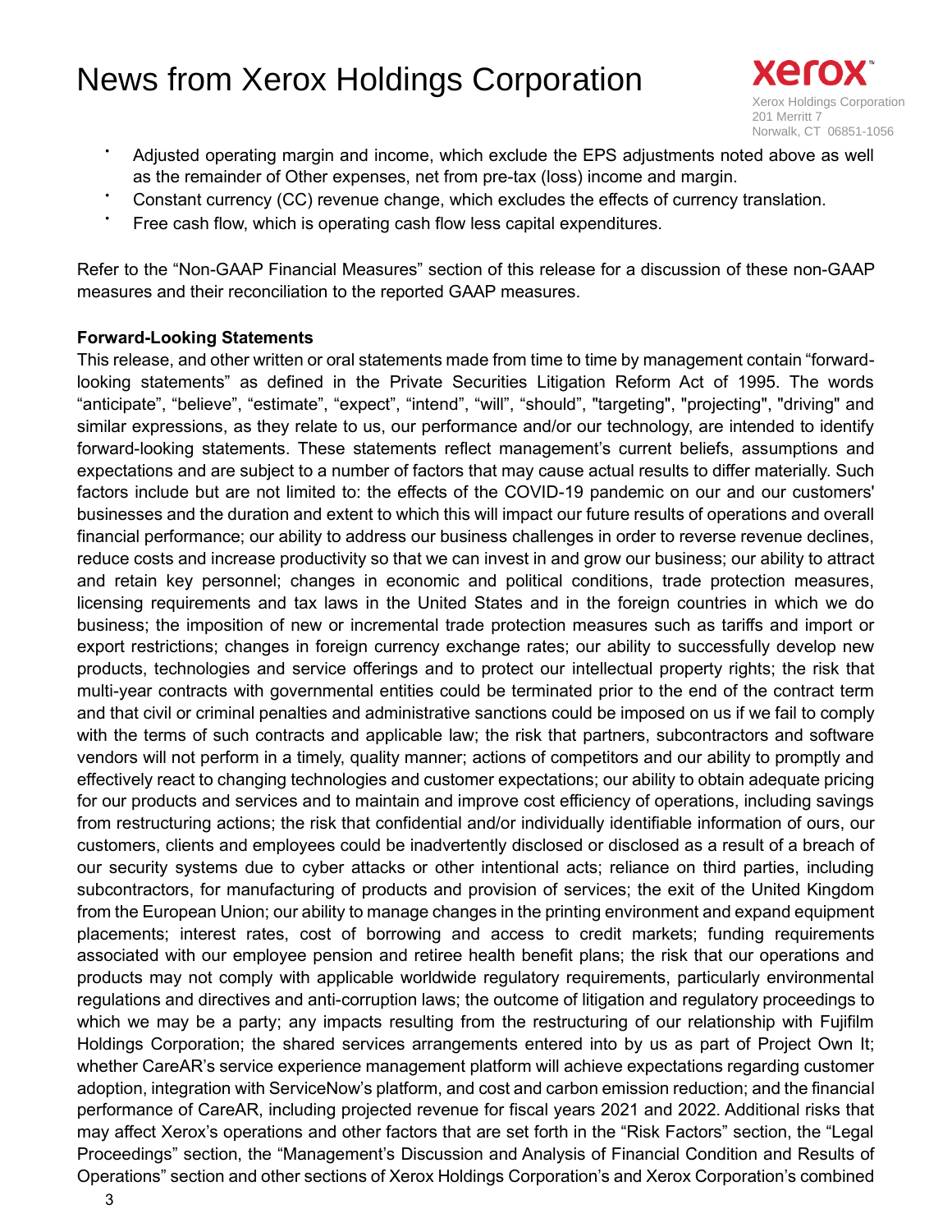- Adjusted operating margin and income, which exclude the EPS adjustments noted above as well as the remainder of Other expenses, net from pre-tax (loss) income and margin.
- Constant currency (CC) revenue change, which excludes the effects of currency translation.
- Free cash flow, which is operating cash flow less capital expenditures.

Refer to the "Non-GAAP Financial Measures" section of this release for a discussion of these non-GAAP measures and their reconciliation to the reported GAAP measures.

**Forward-Looking Statements**

This release, and other written or oral statements made from time to time by management contain "forward-looking statements" as defined in the Private Securities Litigation Reform Act of 1995. The words "anticipate", "believe", "estimate", "expect", "intend", "will", "should", "targeting", "projecting", "driving" and similar expressions, as they relate to us, our performance and/or our technology, are intended to identify forward-looking statements. These statements reflect management's current beliefs, assumptions and expectations and are subject to a number of factors that may cause actual results to differ materially. Such factors include but are not limited to: the effects of the COVID-19 pandemic on our and our customers' businesses and the duration and extent to which this will impact our future results of operations and overall financial performance; our ability to address our business challenges in order to reverse revenue declines, reduce costs and increase productivity so that we can invest in and grow our business; our ability to attract and retain key personnel; changes in economic and political conditions, trade protection measures, licensing requirements and tax laws in the United States and in the foreign countries in which we do business; the imposition of new or incremental trade protection measures such as tariffs and import or export restrictions; changes in foreign currency exchange rates; our ability to successfully develop new products, technologies and service offerings and to protect our intellectual property rights; the risk that multi-year contracts with governmental entities could be terminated prior to the end of the contract term and that civil or criminal penalties and administrative sanctions could be imposed on us if we fail to comply with the terms of such contracts and applicable law; the risk that partners, subcontractors and software vendors will not perform in a timely, quality manner; actions of competitors and our ability to promptly and effectively react to changing technologies and customer expectations; our ability to obtain adequate pricing for our products and services and to maintain and improve cost efficiency of operations, including savings from restructuring actions; the risk that confidential and/or individually identifiable information of ours, our customers, clients and employees could be inadvertently disclosed or disclosed as a result of a breach of our security systems due to cyber attacks or other intentional acts; reliance on third parties, including subcontractors, for manufacturing of products and provision of services; the exit of the United Kingdom from the European Union; our ability to manage changes in the printing environment and expand equipment placements; interest rates, cost of borrowing and access to credit markets; funding requirements associated with our employee pension and retiree health benefit plans; the risk that our operations and products may not comply with applicable worldwide regulatory requirements, particularly environmental regulations and directives and anti-corruption laws; the outcome of litigation and regulatory proceedings to which we may be a party; any impacts resulting from the restructuring of our relationship with Fujifilm Holdings Corporation; the shared services arrangements entered into by us as part of Project Own It; whether CareAR's service experience management platform will achieve expectations regarding customer adoption, integration with ServiceNow's platform, and cost and carbon emission reduction; and the financial performance of CareAR, including projected revenue for fiscal years 2021 and 2022. Additional risks that may affect Xerox's operations and other factors that are set forth in the "Risk Factors" section, the "Legal Proceedings" section, the "Management's Discussion and Analysis of Financial Condition and Results of Operations" section and other sections of Xerox Holdings Corporation's and Xerox Corporation's combined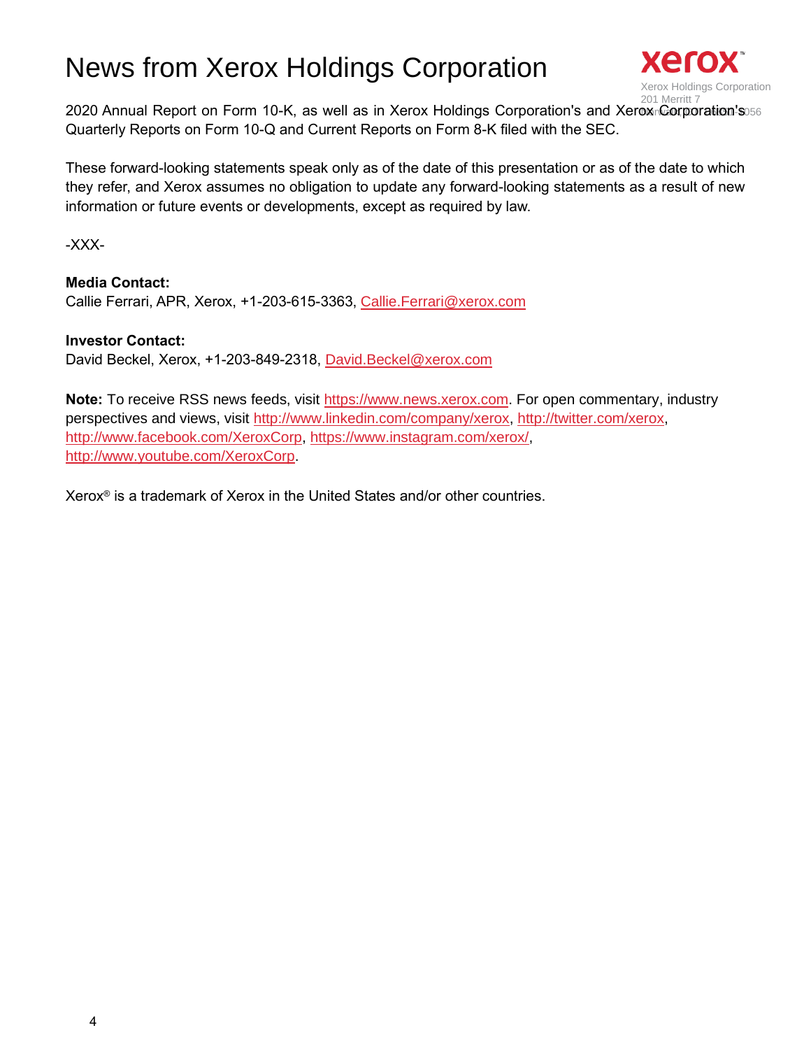2020 Annual Report on Form 10-K, as well as in Xerox Holdings Corporation's and Xerox Corporation's Quarterly Reports on Form 10-Q and Current Reports on Form 8-K filed with the SEC.

These forward-looking statements speak only as of the date of this presentation or as of the date to which they refer, and Xerox assumes no obligation to update any forward-looking statements as a result of new information or future events or developments, except as required by law.

-XXX-

**Media Contact:**
Callie Ferrari, APR, Xerox, +1-203-615-3363, Callie.Ferrari@xerox.com

**Investor Contact:**
David Beckel, Xerox, +1-203-849-2318, David.Beckel@xerox.com

**Note:** To receive RSS news feeds, visit https://www.news.xerox.com. For open commentary, industry perspectives and views, visit http://www.linkedin.com/company/xerox, http://twitter.com/xerox, http://www.facebook.com/XeroxCorp, https://www.instagram.com/xerox/, http://www.youtube.com/XeroxCorp.

Xerox® is a trademark of Xerox in the United States and/or other countries.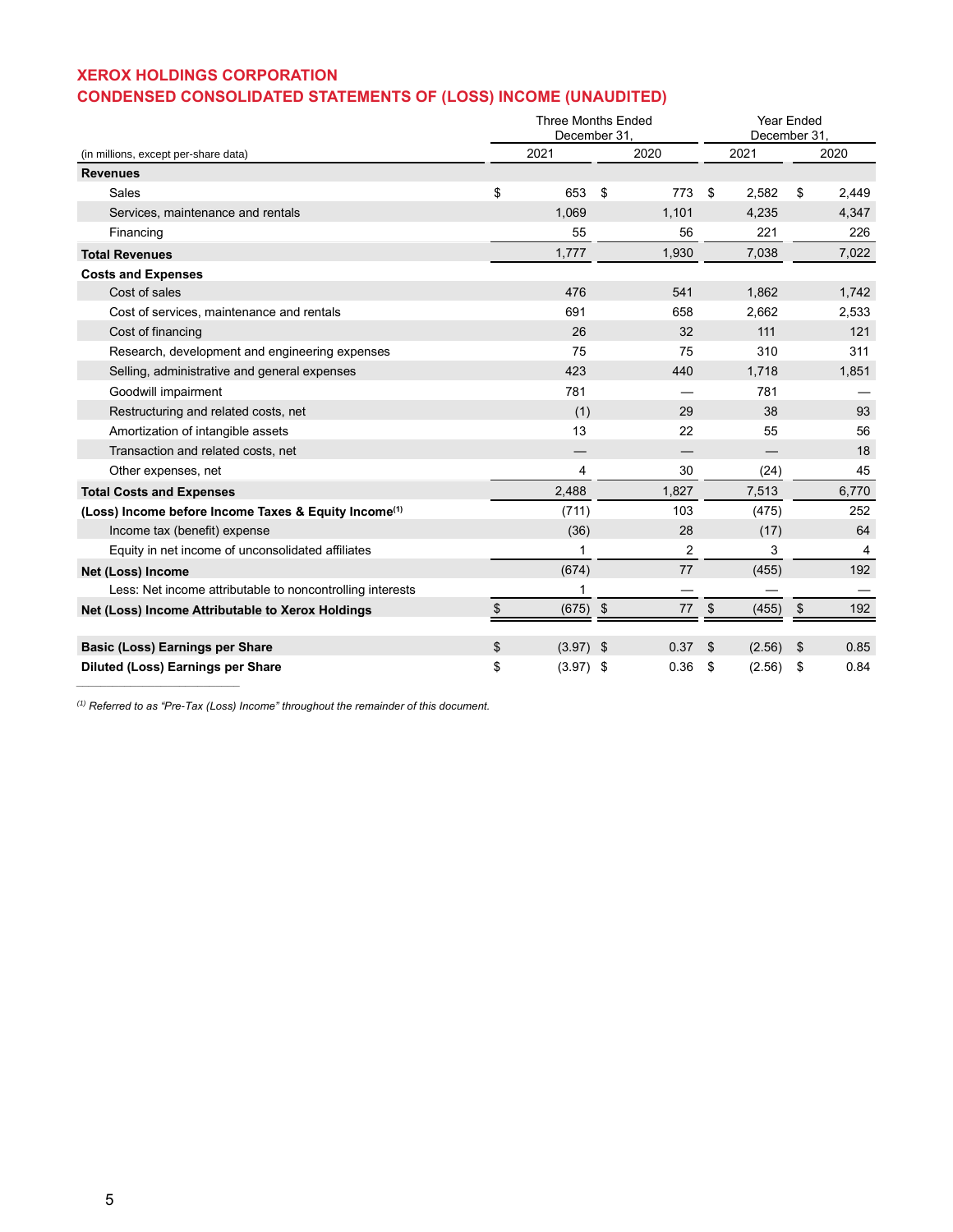## XEROX HOLDINGS CORPORATION
## CONDENSED CONSOLIDATED STATEMENTS OF (LOSS) INCOME (UNAUDITED)

| (in millions, except per-share data) | Three Months Ended December 31, 2021 | Three Months Ended December 31, 2020 | Year Ended December 31, 2021 | Year Ended December 31, 2020 |
|---|---|---|---|---|
| **Revenues** | | | | |
| Sales | $ 653 | $ 773 | $ 2,582 | $ 2,449 |
| Services, maintenance and rentals | 1,069 | 1,101 | 4,235 | 4,347 |
| Financing | 55 | 56 | 221 | 226 |
| **Total Revenues** | 1,777 | 1,930 | 7,038 | 7,022 |
| **Costs and Expenses** | | | | |
| Cost of sales | 476 | 541 | 1,862 | 1,742 |
| Cost of services, maintenance and rentals | 691 | 658 | 2,662 | 2,533 |
| Cost of financing | 26 | 32 | 111 | 121 |
| Research, development and engineering expenses | 75 | 75 | 310 | 311 |
| Selling, administrative and general expenses | 423 | 440 | 1,718 | 1,851 |
| Goodwill impairment | 781 | — | 781 | — |
| Restructuring and related costs, net | (1) | 29 | 38 | 93 |
| Amortization of intangible assets | 13 | 22 | 55 | 56 |
| Transaction and related costs, net | — | — | — | 18 |
| Other expenses, net | 4 | 30 | (24) | 45 |
| **Total Costs and Expenses** | 2,488 | 1,827 | 7,513 | 6,770 |
| **(Loss) Income before Income Taxes & Equity Income[(1)]** | (711) | 103 | (475) | 252 |
| Income tax (benefit) expense | (36) | 28 | (17) | 64 |
| Equity in net income of unconsolidated affiliates | 1 | 2 | 3 | 4 |
| **Net (Loss) Income** | (674) | 77 | (455) | 192 |
| Less: Net income attributable to noncontrolling interests | 1 | — | — | — |
| **Net (Loss) Income Attributable to Xerox Holdings** | $ (675) | $ 77 | $ (455) | $ 192 |
| | | | | |
| **Basic (Loss) Earnings per Share** | $ (3.97) | $ 0.37 | $ (2.56) | $ 0.85 |
| **Diluted (Loss) Earnings per Share** | $ (3.97) | $ 0.36 | $ (2.56) | $ 0.84 |

---

*[(1)] Referred to as "Pre-Tax (Loss) Income" throughout the remainder of this document.*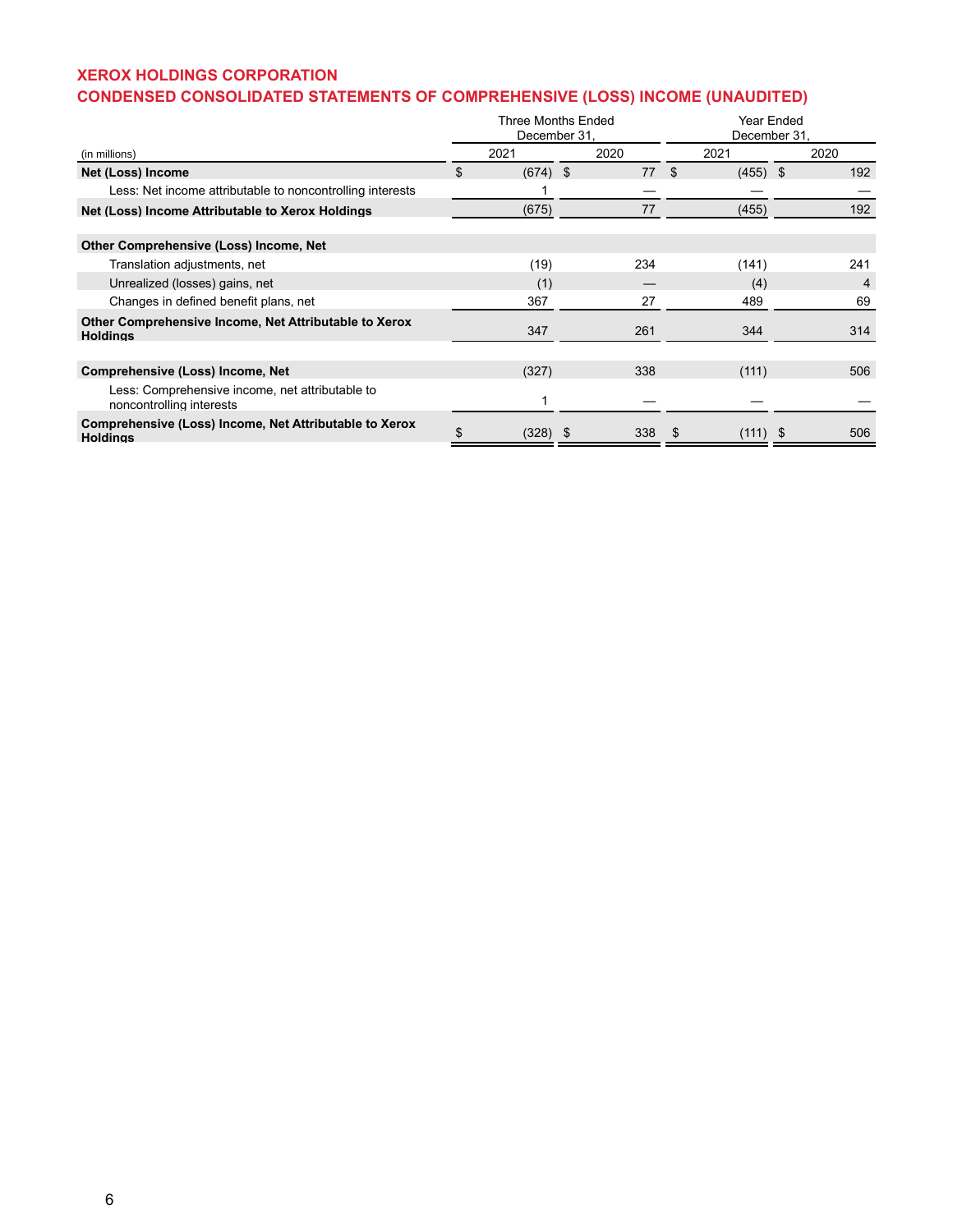## XEROX HOLDINGS CORPORATION
## CONDENSED CONSOLIDATED STATEMENTS OF COMPREHENSIVE (LOSS) INCOME (UNAUDITED)

| (in millions) | Three Months Ended December 31, 2021 | Three Months Ended December 31, 2020 | Year Ended December 31, 2021 | Year Ended December 31, 2020 |
|---|---|---|---|---|
| **Net (Loss) Income** | $ (674) | $ 77 | $ (455) | $ 192 |
| Less: Net income attributable to noncontrolling interests | 1 | — | — | — |
| **Net (Loss) Income Attributable to Xerox Holdings** | (675) | 77 | (455) | 192 |
| | | | | |
| **Other Comprehensive (Loss) Income, Net** | | | | |
| Translation adjustments, net | (19) | 234 | (141) | 241 |
| Unrealized (losses) gains, net | (1) | — | (4) | 4 |
| Changes in defined benefit plans, net | 367 | 27 | 489 | 69 |
| **Other Comprehensive Income, Net Attributable to Xerox Holdings** | 347 | 261 | 344 | 314 |
| | | | | |
| **Comprehensive (Loss) Income, Net** | (327) | 338 | (111) | 506 |
| Less: Comprehensive income, net attributable to noncontrolling interests | 1 | — | — | — |
| **Comprehensive (Loss) Income, Net Attributable to Xerox Holdings** | $ (328) | $ 338 | $ (111) | $ 506 |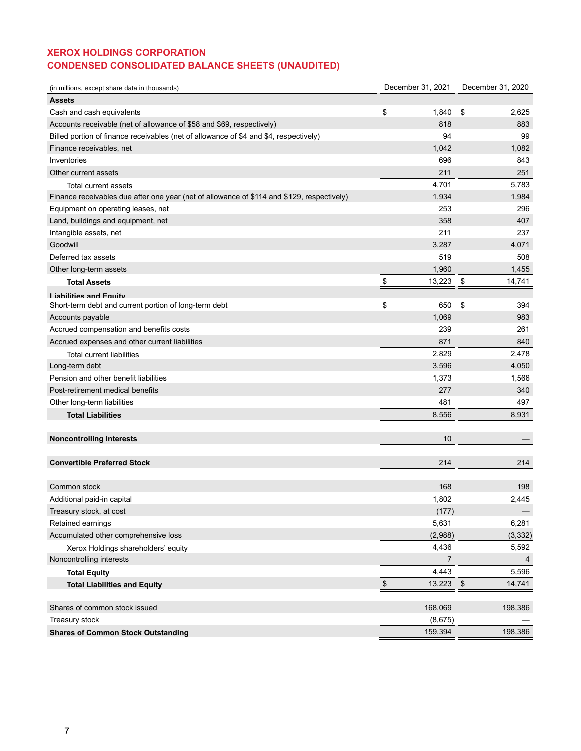## XEROX HOLDINGS CORPORATION
## CONDENSED CONSOLIDATED BALANCE SHEETS (UNAUDITED)

| (in millions, except share data in thousands) | December 31, 2021 | December 31, 2020 |
|---|---|---|
| **Assets** | | |
| Cash and cash equivalents | $ 1,840 | $ 2,625 |
| Accounts receivable (net of allowance of $58 and $69, respectively) | 818 | 883 |
| Billed portion of finance receivables (net of allowance of $4 and $4, respectively) | 94 | 99 |
| Finance receivables, net | 1,042 | 1,082 |
| Inventories | 696 | 843 |
| Other current assets | 211 | 251 |
| Total current assets | 4,701 | 5,783 |
| Finance receivables due after one year (net of allowance of $114 and $129, respectively) | 1,934 | 1,984 |
| Equipment on operating leases, net | 253 | 296 |
| Land, buildings and equipment, net | 358 | 407 |
| Intangible assets, net | 211 | 237 |
| Goodwill | 3,287 | 4,071 |
| Deferred tax assets | 519 | 508 |
| Other long-term assets | 1,960 | 1,455 |
| **Total Assets** | $ 13,223 | $ 14,741 |
| **Liabilities and Equity** | | |
| Short-term debt and current portion of long-term debt | $ 650 | $ 394 |
| Accounts payable | 1,069 | 983 |
| Accrued compensation and benefits costs | 239 | 261 |
| Accrued expenses and other current liabilities | 871 | 840 |
| Total current liabilities | 2,829 | 2,478 |
| Long-term debt | 3,596 | 4,050 |
| Pension and other benefit liabilities | 1,373 | 1,566 |
| Post-retirement medical benefits | 277 | 340 |
| Other long-term liabilities | 481 | 497 |
| **Total Liabilities** | 8,556 | 8,931 |
| | | |
| **Noncontrolling Interests** | 10 | — |
| | | |
| **Convertible Preferred Stock** | 214 | 214 |
| | | |
| Common stock | 168 | 198 |
| Additional paid-in capital | 1,802 | 2,445 |
| Treasury stock, at cost | (177) | — |
| Retained earnings | 5,631 | 6,281 |
| Accumulated other comprehensive loss | (2,988) | (3,332) |
| Xerox Holdings shareholders' equity | 4,436 | 5,592 |
| Noncontrolling interests | 7 | 4 |
| **Total Equity** | 4,443 | 5,596 |
| **Total Liabilities and Equity** | $ 13,223 | $ 14,741 |
| | | |
| Shares of common stock issued | 168,069 | 198,386 |
| Treasury stock | (8,675) | — |
| **Shares of Common Stock Outstanding** | 159,394 | 198,386 |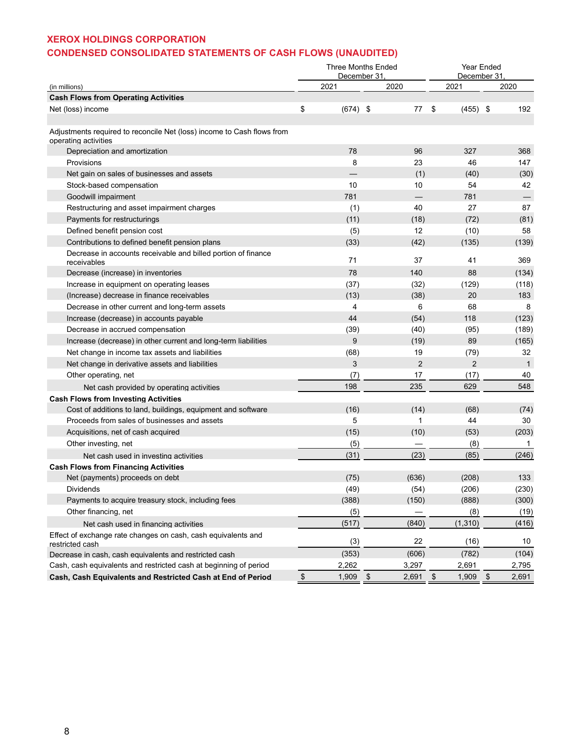# XEROX HOLDINGS CORPORATION

## CONDENSED CONSOLIDATED STATEMENTS OF CASH FLOWS (UNAUDITED)

| (in millions) | Three Months Ended December 31, 2021 | Three Months Ended December 31, 2020 | Year Ended December 31, 2021 | Year Ended December 31, 2020 |
|---|---|---|---|---|
| **Cash Flows from Operating Activities** | | | | |
| Net (loss) income | $ (674) | $ 77 | $ (455) | $ 192 |
| Adjustments required to reconcile Net (loss) income to Cash flows from operating activities | | | | |
| Depreciation and amortization | 78 | 96 | 327 | 368 |
| Provisions | 8 | 23 | 46 | 147 |
| Net gain on sales of businesses and assets | — | (1) | (40) | (30) |
| Stock-based compensation | 10 | 10 | 54 | 42 |
| Goodwill impairment | 781 | — | 781 | — |
| Restructuring and asset impairment charges | (1) | 40 | 27 | 87 |
| Payments for restructurings | (11) | (18) | (72) | (81) |
| Defined benefit pension cost | (5) | 12 | (10) | 58 |
| Contributions to defined benefit pension plans | (33) | (42) | (135) | (139) |
| Decrease in accounts receivable and billed portion of finance receivables | 71 | 37 | 41 | 369 |
| Decrease (increase) in inventories | 78 | 140 | 88 | (134) |
| Increase in equipment on operating leases | (37) | (32) | (129) | (118) |
| (Increase) decrease in finance receivables | (13) | (38) | 20 | 183 |
| Decrease in other current and long-term assets | 4 | 6 | 68 | 8 |
| Increase (decrease) in accounts payable | 44 | (54) | 118 | (123) |
| Decrease in accrued compensation | (39) | (40) | (95) | (189) |
| Increase (decrease) in other current and long-term liabilities | 9 | (19) | 89 | (165) |
| Net change in income tax assets and liabilities | (68) | 19 | (79) | 32 |
| Net change in derivative assets and liabilities | 3 | 2 | 2 | 1 |
| Other operating, net | (7) | 17 | (17) | 40 |
| Net cash provided by operating activities | 198 | 235 | 629 | 548 |
| **Cash Flows from Investing Activities** | | | | |
| Cost of additions to land, buildings, equipment and software | (16) | (14) | (68) | (74) |
| Proceeds from sales of businesses and assets | 5 | 1 | 44 | 30 |
| Acquisitions, net of cash acquired | (15) | (10) | (53) | (203) |
| Other investing, net | (5) | — | (8) | 1 |
| Net cash used in investing activities | (31) | (23) | (85) | (246) |
| **Cash Flows from Financing Activities** | | | | |
| Net (payments) proceeds on debt | (75) | (636) | (208) | 133 |
| Dividends | (49) | (54) | (206) | (230) |
| Payments to acquire treasury stock, including fees | (388) | (150) | (888) | (300) |
| Other financing, net | (5) | — | (8) | (19) |
| Net cash used in financing activities | (517) | (840) | (1,310) | (416) |
| Effect of exchange rate changes on cash, cash equivalents and restricted cash | (3) | 22 | (16) | 10 |
| Decrease in cash, cash equivalents and restricted cash | (353) | (606) | (782) | (104) |
| Cash, cash equivalents and restricted cash at beginning of period | 2,262 | 3,297 | 2,691 | 2,795 |
| **Cash, Cash Equivalents and Restricted Cash at End of Period** | $ 1,909 | $ 2,691 | $ 1,909 | $ 2,691 |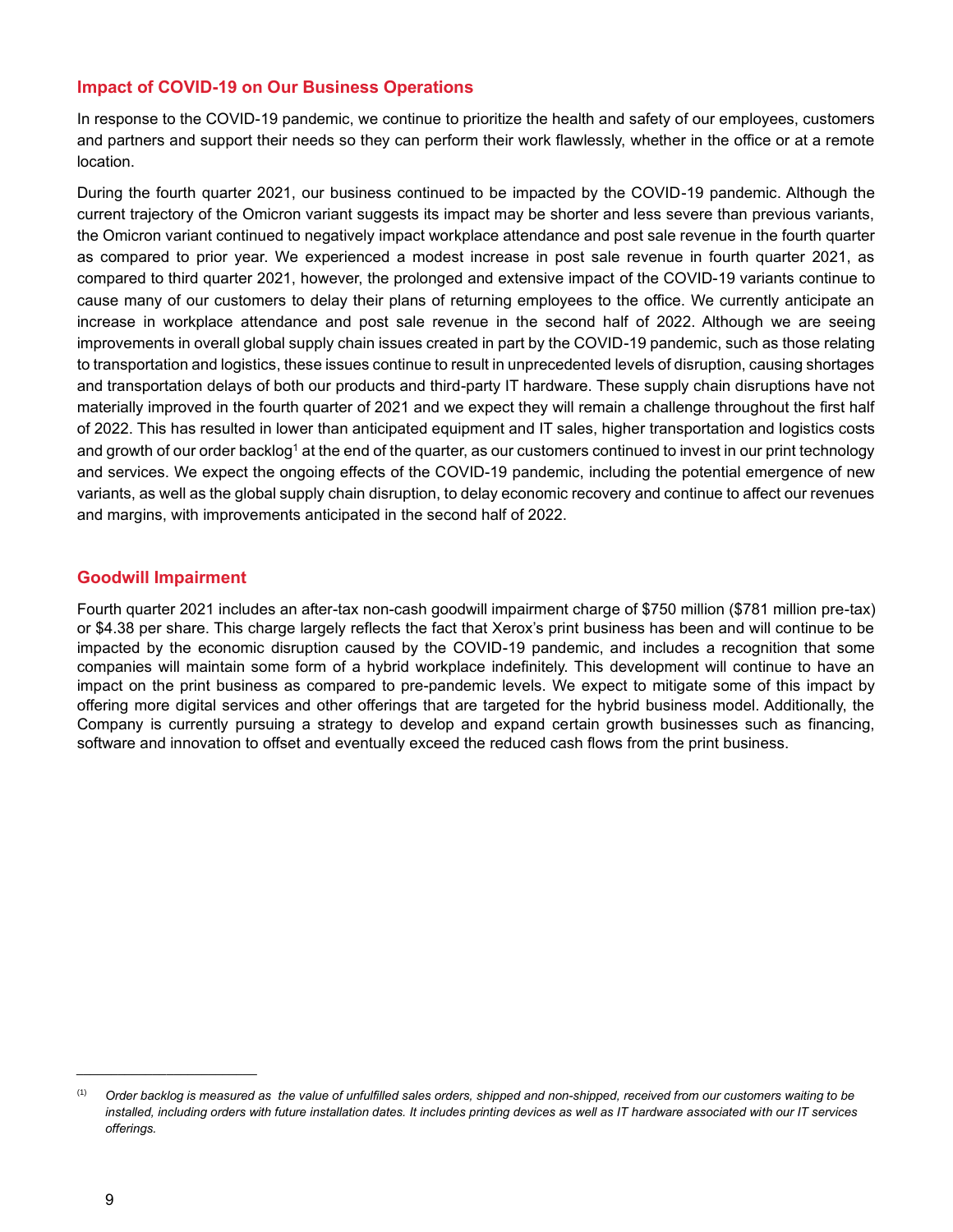## Impact of COVID-19 on Our Business Operations

In response to the COVID-19 pandemic, we continue to prioritize the health and safety of our employees, customers and partners and support their needs so they can perform their work flawlessly, whether in the office or at a remote location.

During the fourth quarter 2021, our business continued to be impacted by the COVID-19 pandemic. Although the current trajectory of the Omicron variant suggests its impact may be shorter and less severe than previous variants, the Omicron variant continued to negatively impact workplace attendance and post sale revenue in the fourth quarter as compared to prior year. We experienced a modest increase in post sale revenue in fourth quarter 2021, as compared to third quarter 2021, however, the prolonged and extensive impact of the COVID-19 variants continue to cause many of our customers to delay their plans of returning employees to the office. We currently anticipate an increase in workplace attendance and post sale revenue in the second half of 2022. Although we are seeing improvements in overall global supply chain issues created in part by the COVID-19 pandemic, such as those relating to transportation and logistics, these issues continue to result in unprecedented levels of disruption, causing shortages and transportation delays of both our products and third-party IT hardware. These supply chain disruptions have not materially improved in the fourth quarter of 2021 and we expect they will remain a challenge throughout the first half of 2022. This has resulted in lower than anticipated equipment and IT sales, higher transportation and logistics costs and growth of our order backlog[1] at the end of the quarter, as our customers continued to invest in our print technology and services. We expect the ongoing effects of the COVID-19 pandemic, including the potential emergence of new variants, as well as the global supply chain disruption, to delay economic recovery and continue to affect our revenues and margins, with improvements anticipated in the second half of 2022.

## Goodwill Impairment

Fourth quarter 2021 includes an after-tax non-cash goodwill impairment charge of $750 million ($781 million pre-tax) or $4.38 per share. This charge largely reflects the fact that Xerox's print business has been and will continue to be impacted by the economic disruption caused by the COVID-19 pandemic, and includes a recognition that some companies will maintain some form of a hybrid workplace indefinitely. This development will continue to have an impact on the print business as compared to pre-pandemic levels. We expect to mitigate some of this impact by offering more digital services and other offerings that are targeted for the hybrid business model. Additionally, the Company is currently pursuing a strategy to develop and expand certain growth businesses such as financing, software and innovation to offset and eventually exceed the reduced cash flows from the print business.

---

[1] *Order backlog is measured as the value of unfulfilled sales orders, shipped and non-shipped, received from our customers waiting to be installed, including orders with future installation dates. It includes printing devices as well as IT hardware associated with our IT services offerings.*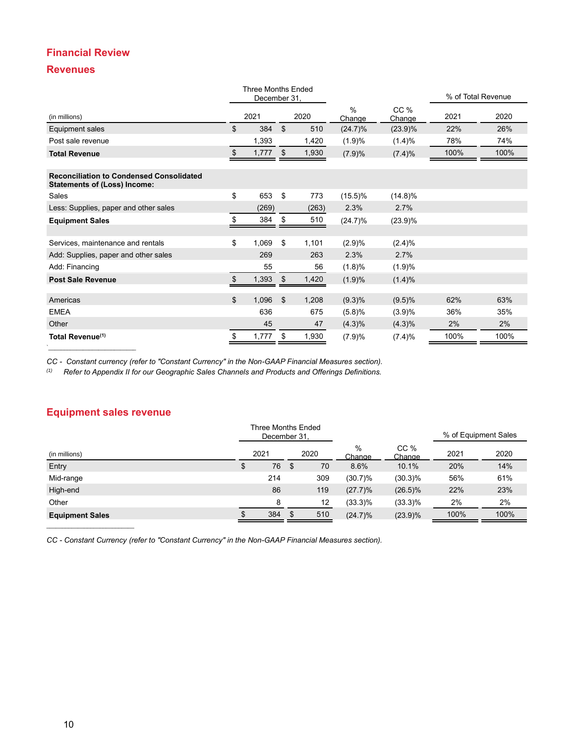# Financial Review

## Revenues

| (in millions) | Three Months Ended December 31, 2021 | 2020 | % Change | CC % Change | % of Total Revenue 2021 | 2020 |
|---|---|---|---|---|---|---|
| Equipment sales | $ 384 | $ 510 | (24.7)% | (23.9)% | 22% | 26% |
| Post sale revenue | 1,393 | 1,420 | (1.9)% | (1.4)% | 78% | 74% |
| **Total Revenue** | $ 1,777 | $ 1,930 | (7.9)% | (7.4)% | 100% | 100% |
| | | | | | | |
| **Reconciliation to Condensed Consolidated Statements of (Loss) Income:** | | | | | | |
| Sales | $ 653 | $ 773 | (15.5)% | (14.8)% | | |
| Less: Supplies, paper and other sales | (269) | (263) | 2.3% | 2.7% | | |
| **Equipment Sales** | $ 384 | $ 510 | (24.7)% | (23.9)% | | |
| | | | | | | |
| Services, maintenance and rentals | $ 1,069 | $ 1,101 | (2.9)% | (2.4)% | | |
| Add: Supplies, paper and other sales | 269 | 263 | 2.3% | 2.7% | | |
| Add: Financing | 55 | 56 | (1.8)% | (1.9)% | | |
| **Post Sale Revenue** | $ 1,393 | $ 1,420 | (1.9)% | (1.4)% | | |
| | | | | | | |
| Americas | $ 1,096 | $ 1,208 | (9.3)% | (9.5)% | 62% | 63% |
| EMEA | 636 | 675 | (5.8)% | (3.9)% | 36% | 35% |
| Other | 45 | 47 | (4.3)% | (4.3)% | 2% | 2% |
| **Total Revenue**[(1)] | $ 1,777 | $ 1,930 | (7.9)% | (7.4)% | 100% | 100% |

*CC - Constant currency (refer to "Constant Currency" in the Non-GAAP Financial Measures section).*

[(1)] *Refer to Appendix II for our Geographic Sales Channels and Products and Offerings Definitions.*

## Equipment sales revenue

| (in millions) | Three Months Ended December 31, 2021 | 2020 | % Change | CC % Change | % of Equipment Sales 2021 | 2020 |
|---|---|---|---|---|---|---|
| Entry | $ 76 | $ 70 | 8.6% | 10.1% | 20% | 14% |
| Mid-range | 214 | 309 | (30.7)% | (30.3)% | 56% | 61% |
| High-end | 86 | 119 | (27.7)% | (26.5)% | 22% | 23% |
| Other | 8 | 12 | (33.3)% | (33.3)% | 2% | 2% |
| **Equipment Sales** | $ 384 | $ 510 | (24.7)% | (23.9)% | 100% | 100% |

*CC - Constant Currency (refer to "Constant Currency" in the Non-GAAP Financial Measures section).*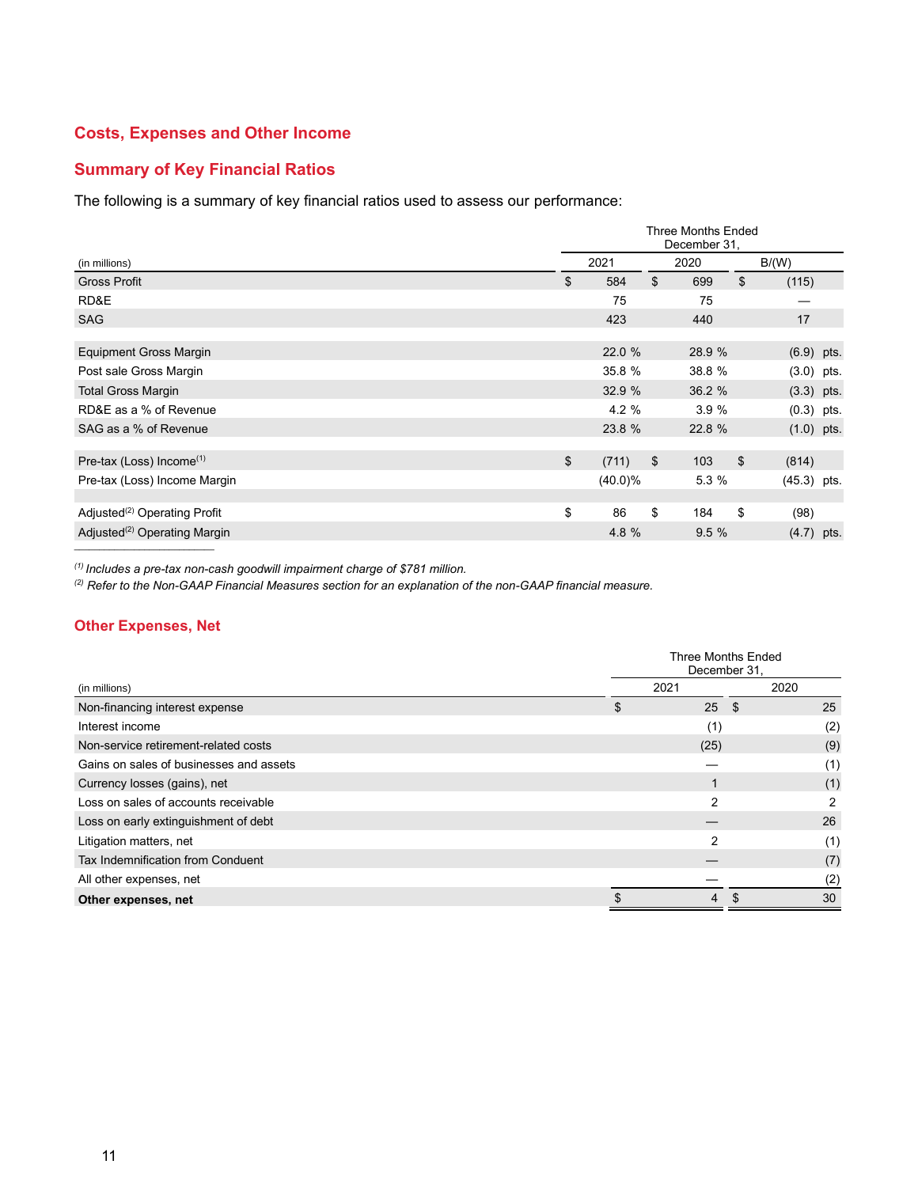## Costs, Expenses and Other Income

### Summary of Key Financial Ratios

The following is a summary of key financial ratios used to assess our performance:

| (in millions) | Three Months Ended December 31, 2021 | 2020 | B/(W) |
|---|---|---|---|
| Gross Profit | $ 584 | $ 699 | $ (115) |
| RD&E | 75 | 75 | — |
| SAG | 423 | 440 | 17 |
| | | | |
| Equipment Gross Margin | 22.0 % | 28.9 % | (6.9) pts. |
| Post sale Gross Margin | 35.8 % | 38.8 % | (3.0) pts. |
| Total Gross Margin | 32.9 % | 36.2 % | (3.3) pts. |
| RD&E as a % of Revenue | 4.2 % | 3.9 % | (0.3) pts. |
| SAG as a % of Revenue | 23.8 % | 22.8 % | (1.0) pts. |
| | | | |
| Pre-tax (Loss) Income[(1)] | $ (711) | $ 103 | $ (814) |
| Pre-tax (Loss) Income Margin | (40.0)% | 5.3 % | (45.3) pts. |
| | | | |
| Adjusted[(2)] Operating Profit | $ 86 | $ 184 | $ (98) |
| Adjusted[(2)] Operating Margin | 4.8 % | 9.5 % | (4.7) pts. |

*[(1)] Includes a pre-tax non-cash goodwill impairment charge of $781 million.*
*[(2)] Refer to the Non-GAAP Financial Measures section for an explanation of the non-GAAP financial measure.*

## Other Expenses, Net

| (in millions) | Three Months Ended December 31, 2021 | 2020 |
|---|---|---|
| Non-financing interest expense | $ 25 | $ 25 |
| Interest income | (1) | (2) |
| Non-service retirement-related costs | (25) | (9) |
| Gains on sales of businesses and assets | — | (1) |
| Currency losses (gains), net | 1 | (1) |
| Loss on sales of accounts receivable | 2 | 2 |
| Loss on early extinguishment of debt | — | 26 |
| Litigation matters, net | 2 | (1) |
| Tax Indemnification from Conduent | — | (7) |
| All other expenses, net | — | (2) |
| **Other expenses, net** | $ 4 | $ 30 |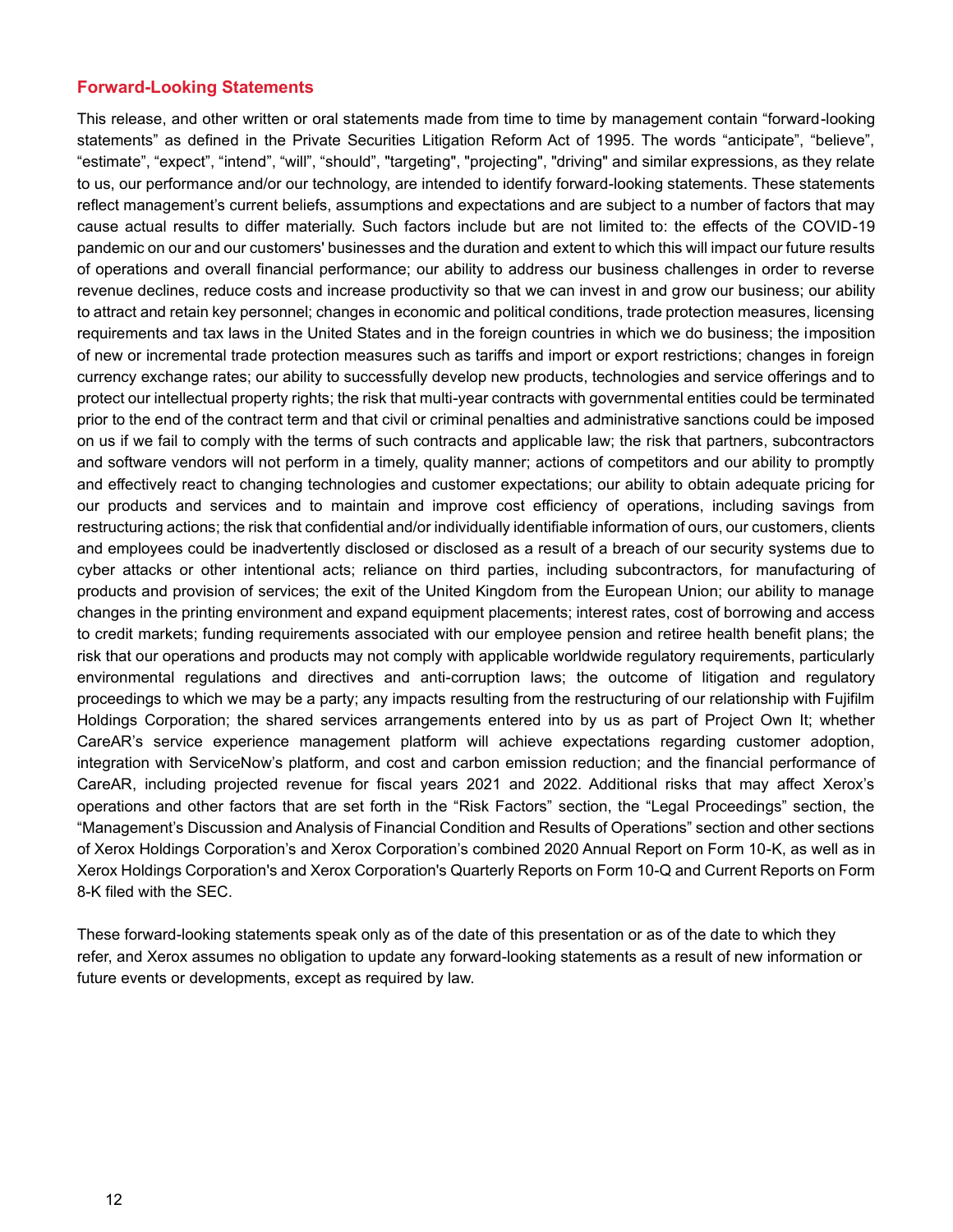## Forward-Looking Statements

This release, and other written or oral statements made from time to time by management contain "forward-looking statements" as defined in the Private Securities Litigation Reform Act of 1995. The words "anticipate", "believe", "estimate", "expect", "intend", "will", "should", "targeting", "projecting", "driving" and similar expressions, as they relate to us, our performance and/or our technology, are intended to identify forward-looking statements. These statements reflect management's current beliefs, assumptions and expectations and are subject to a number of factors that may cause actual results to differ materially. Such factors include but are not limited to: the effects of the COVID-19 pandemic on our and our customers' businesses and the duration and extent to which this will impact our future results of operations and overall financial performance; our ability to address our business challenges in order to reverse revenue declines, reduce costs and increase productivity so that we can invest in and grow our business; our ability to attract and retain key personnel; changes in economic and political conditions, trade protection measures, licensing requirements and tax laws in the United States and in the foreign countries in which we do business; the imposition of new or incremental trade protection measures such as tariffs and import or export restrictions; changes in foreign currency exchange rates; our ability to successfully develop new products, technologies and service offerings and to protect our intellectual property rights; the risk that multi-year contracts with governmental entities could be terminated prior to the end of the contract term and that civil or criminal penalties and administrative sanctions could be imposed on us if we fail to comply with the terms of such contracts and applicable law; the risk that partners, subcontractors and software vendors will not perform in a timely, quality manner; actions of competitors and our ability to promptly and effectively react to changing technologies and customer expectations; our ability to obtain adequate pricing for our products and services and to maintain and improve cost efficiency of operations, including savings from restructuring actions; the risk that confidential and/or individually identifiable information of ours, our customers, clients and employees could be inadvertently disclosed or disclosed as a result of a breach of our security systems due to cyber attacks or other intentional acts; reliance on third parties, including subcontractors, for manufacturing of products and provision of services; the exit of the United Kingdom from the European Union; our ability to manage changes in the printing environment and expand equipment placements; interest rates, cost of borrowing and access to credit markets; funding requirements associated with our employee pension and retiree health benefit plans; the risk that our operations and products may not comply with applicable worldwide regulatory requirements, particularly environmental regulations and directives and anti-corruption laws; the outcome of litigation and regulatory proceedings to which we may be a party; any impacts resulting from the restructuring of our relationship with Fujifilm Holdings Corporation; the shared services arrangements entered into by us as part of Project Own It; whether CareAR's service experience management platform will achieve expectations regarding customer adoption, integration with ServiceNow's platform, and cost and carbon emission reduction; and the financial performance of CareAR, including projected revenue for fiscal years 2021 and 2022. Additional risks that may affect Xerox's operations and other factors that are set forth in the "Risk Factors" section, the "Legal Proceedings" section, the "Management's Discussion and Analysis of Financial Condition and Results of Operations" section and other sections of Xerox Holdings Corporation's and Xerox Corporation's combined 2020 Annual Report on Form 10-K, as well as in Xerox Holdings Corporation's and Xerox Corporation's Quarterly Reports on Form 10-Q and Current Reports on Form 8-K filed with the SEC.

These forward-looking statements speak only as of the date of this presentation or as of the date to which they refer, and Xerox assumes no obligation to update any forward-looking statements as a result of new information or future events or developments, except as required by law.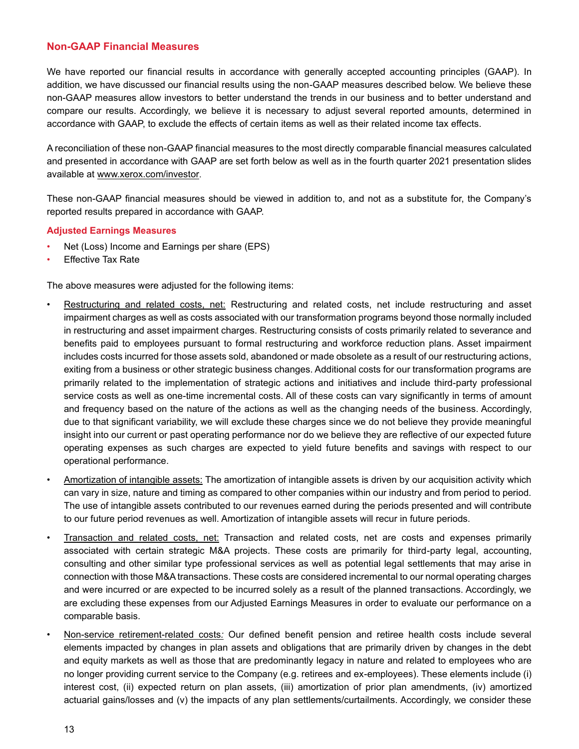## Non-GAAP Financial Measures

We have reported our financial results in accordance with generally accepted accounting principles (GAAP). In addition, we have discussed our financial results using the non-GAAP measures described below. We believe these non-GAAP measures allow investors to better understand the trends in our business and to better understand and compare our results. Accordingly, we believe it is necessary to adjust several reported amounts, determined in accordance with GAAP, to exclude the effects of certain items as well as their related income tax effects.

A reconciliation of these non-GAAP financial measures to the most directly comparable financial measures calculated and presented in accordance with GAAP are set forth below as well as in the fourth quarter 2021 presentation slides available at www.xerox.com/investor.

These non-GAAP financial measures should be viewed in addition to, and not as a substitute for, the Company's reported results prepared in accordance with GAAP.

### Adjusted Earnings Measures

- Net (Loss) Income and Earnings per share (EPS)
- Effective Tax Rate

The above measures were adjusted for the following items:

- Restructuring and related costs, net: Restructuring and related costs, net include restructuring and asset impairment charges as well as costs associated with our transformation programs beyond those normally included in restructuring and asset impairment charges. Restructuring consists of costs primarily related to severance and benefits paid to employees pursuant to formal restructuring and workforce reduction plans. Asset impairment includes costs incurred for those assets sold, abandoned or made obsolete as a result of our restructuring actions, exiting from a business or other strategic business changes. Additional costs for our transformation programs are primarily related to the implementation of strategic actions and initiatives and include third-party professional service costs as well as one-time incremental costs. All of these costs can vary significantly in terms of amount and frequency based on the nature of the actions as well as the changing needs of the business. Accordingly, due to that significant variability, we will exclude these charges since we do not believe they provide meaningful insight into our current or past operating performance nor do we believe they are reflective of our expected future operating expenses as such charges are expected to yield future benefits and savings with respect to our operational performance.
- Amortization of intangible assets: The amortization of intangible assets is driven by our acquisition activity which can vary in size, nature and timing as compared to other companies within our industry and from period to period. The use of intangible assets contributed to our revenues earned during the periods presented and will contribute to our future period revenues as well. Amortization of intangible assets will recur in future periods.
- Transaction and related costs, net: Transaction and related costs, net are costs and expenses primarily associated with certain strategic M&A projects. These costs are primarily for third-party legal, accounting, consulting and other similar type professional services as well as potential legal settlements that may arise in connection with those M&A transactions. These costs are considered incremental to our normal operating charges and were incurred or are expected to be incurred solely as a result of the planned transactions. Accordingly, we are excluding these expenses from our Adjusted Earnings Measures in order to evaluate our performance on a comparable basis.
- Non-service retirement-related costs*:* Our defined benefit pension and retiree health costs include several elements impacted by changes in plan assets and obligations that are primarily driven by changes in the debt and equity markets as well as those that are predominantly legacy in nature and related to employees who are no longer providing current service to the Company (e.g. retirees and ex-employees). These elements include (i) interest cost, (ii) expected return on plan assets, (iii) amortization of prior plan amendments, (iv) amortized actuarial gains/losses and (v) the impacts of any plan settlements/curtailments. Accordingly, we consider these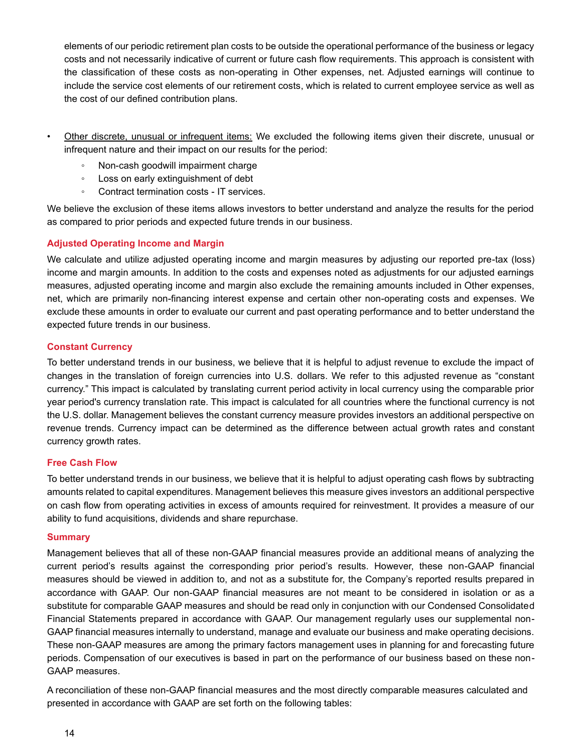elements of our periodic retirement plan costs to be outside the operational performance of the business or legacy costs and not necessarily indicative of current or future cash flow requirements. This approach is consistent with the classification of these costs as non-operating in Other expenses, net. Adjusted earnings will continue to include the service cost elements of our retirement costs, which is related to current employee service as well as the cost of our defined contribution plans.

- Other discrete, unusual or infrequent items: We excluded the following items given their discrete, unusual or infrequent nature and their impact on our results for the period:
  - Non-cash goodwill impairment charge
  - Loss on early extinguishment of debt
  - Contract termination costs - IT services.

We believe the exclusion of these items allows investors to better understand and analyze the results for the period as compared to prior periods and expected future trends in our business.

### Adjusted Operating Income and Margin

We calculate and utilize adjusted operating income and margin measures by adjusting our reported pre-tax (loss) income and margin amounts. In addition to the costs and expenses noted as adjustments for our adjusted earnings measures, adjusted operating income and margin also exclude the remaining amounts included in Other expenses, net, which are primarily non-financing interest expense and certain other non-operating costs and expenses. We exclude these amounts in order to evaluate our current and past operating performance and to better understand the expected future trends in our business.

### Constant Currency

To better understand trends in our business, we believe that it is helpful to adjust revenue to exclude the impact of changes in the translation of foreign currencies into U.S. dollars. We refer to this adjusted revenue as "constant currency." This impact is calculated by translating current period activity in local currency using the comparable prior year period's currency translation rate. This impact is calculated for all countries where the functional currency is not the U.S. dollar. Management believes the constant currency measure provides investors an additional perspective on revenue trends. Currency impact can be determined as the difference between actual growth rates and constant currency growth rates.

### Free Cash Flow

To better understand trends in our business, we believe that it is helpful to adjust operating cash flows by subtracting amounts related to capital expenditures. Management believes this measure gives investors an additional perspective on cash flow from operating activities in excess of amounts required for reinvestment. It provides a measure of our ability to fund acquisitions, dividends and share repurchase.

### Summary

Management believes that all of these non-GAAP financial measures provide an additional means of analyzing the current period's results against the corresponding prior period's results. However, these non-GAAP financial measures should be viewed in addition to, and not as a substitute for, the Company's reported results prepared in accordance with GAAP. Our non-GAAP financial measures are not meant to be considered in isolation or as a substitute for comparable GAAP measures and should be read only in conjunction with our Condensed Consolidated Financial Statements prepared in accordance with GAAP. Our management regularly uses our supplemental non-GAAP financial measures internally to understand, manage and evaluate our business and make operating decisions. These non-GAAP measures are among the primary factors management uses in planning for and forecasting future periods. Compensation of our executives is based in part on the performance of our business based on these non-GAAP measures.

A reconciliation of these non-GAAP financial measures and the most directly comparable measures calculated and presented in accordance with GAAP are set forth on the following tables: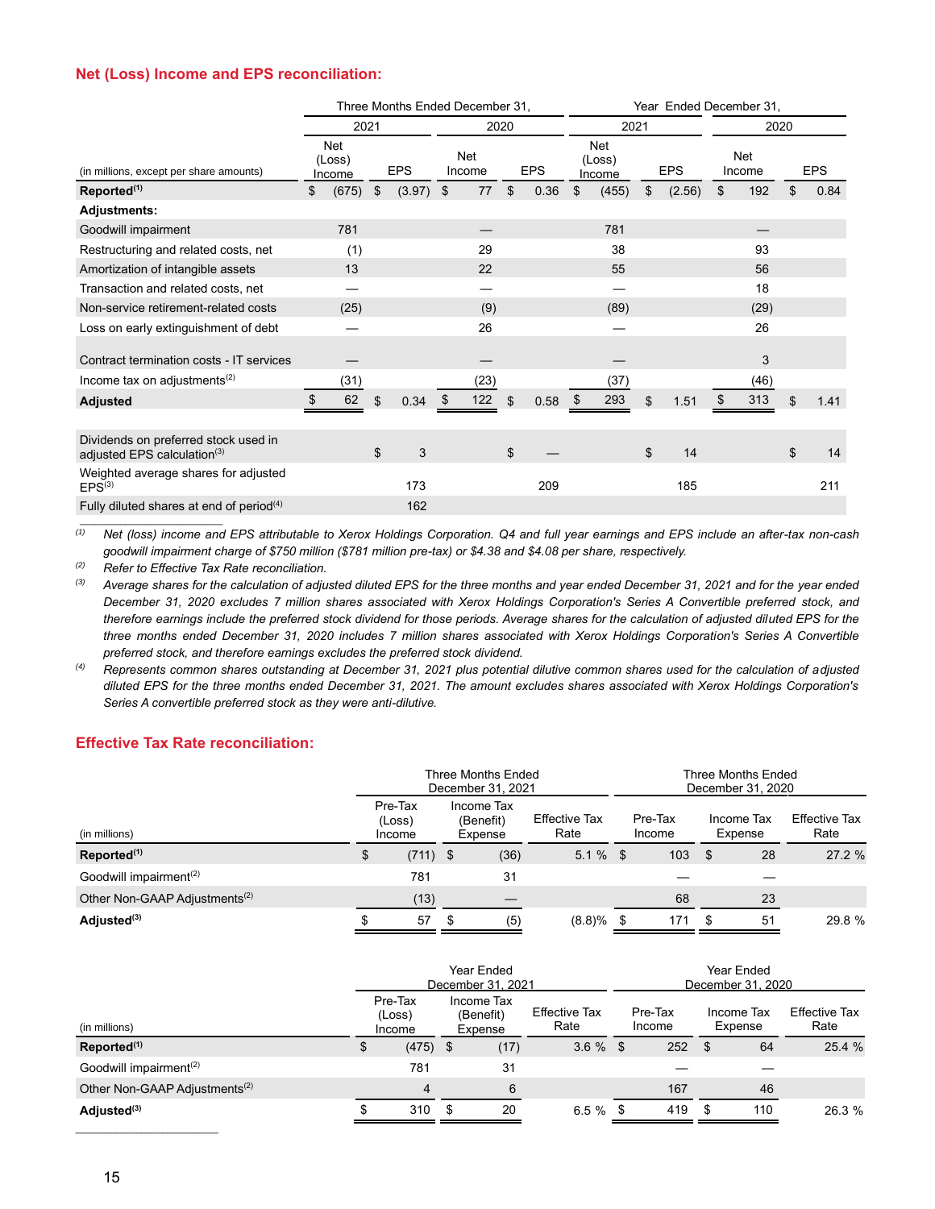## Net (Loss) Income and EPS reconciliation:

| (in millions, except per share amounts) | Three Months Ended December 31, 2021 Net (Loss) Income | EPS | Three Months Ended December 31, 2020 Net Income | EPS | Year Ended December 31, 2021 Net (Loss) Income | EPS | Year Ended December 31, 2020 Net Income | EPS |
|---|---|---|---|---|---|---|---|---|
| **Reported**[(1)] | $ (675) | $ (3.97) | $ 77 | $ 0.36 | $ (455) | $ (2.56) | $ 192 | $ 0.84 |
| **Adjustments:** | | | | | | | | |
| Goodwill impairment | 781 | | — | | 781 | | — | |
| Restructuring and related costs, net | (1) | | 29 | | 38 | | 93 | |
| Amortization of intangible assets | 13 | | 22 | | 55 | | 56 | |
| Transaction and related costs, net | — | | — | | — | | 18 | |
| Non-service retirement-related costs | (25) | | (9) | | (89) | | (29) | |
| Loss on early extinguishment of debt | — | | 26 | | — | | 26 | |
| Contract termination costs - IT services | — | | — | | — | | 3 | |
| Income tax on adjustments[(2)] | (31) | | (23) | | (37) | | (46) | |
| **Adjusted** | $ 62 | $ 0.34 | $ 122 | $ 0.58 | $ 293 | $ 1.51 | $ 313 | $ 1.41 |
| Dividends on preferred stock used in adjusted EPS calculation[(3)] | | $ 3 | | $ — | | $ 14 | | $ 14 |
| Weighted average shares for adjusted EPS[(3)] | | 173 | | 209 | | 185 | | 211 |
| Fully diluted shares at end of period[(4)] | | 162 | | | | | | |

*(1) Net (loss) income and EPS attributable to Xerox Holdings Corporation. Q4 and full year earnings and EPS include an after-tax non-cash goodwill impairment charge of $750 million ($781 million pre-tax) or $4.38 and $4.08 per share, respectively.*

*(2) Refer to Effective Tax Rate reconciliation.*

*(3) Average shares for the calculation of adjusted diluted EPS for the three months and year ended December 31, 2021 and for the year ended December 31, 2020 excludes 7 million shares associated with Xerox Holdings Corporation's Series A Convertible preferred stock, and therefore earnings include the preferred stock dividend for those periods. Average shares for the calculation of adjusted diluted EPS for the three months ended December 31, 2020 includes 7 million shares associated with Xerox Holdings Corporation's Series A Convertible preferred stock, and therefore earnings excludes the preferred stock dividend.*

*(4) Represents common shares outstanding at December 31, 2021 plus potential dilutive common shares used for the calculation of adjusted diluted EPS for the three months ended December 31, 2021. The amount excludes shares associated with Xerox Holdings Corporation's Series A convertible preferred stock as they were anti-dilutive.*

## Effective Tax Rate reconciliation:

| (in millions) | Three Months Ended December 31, 2021 Pre-Tax (Loss) Income | Income Tax (Benefit) Expense | Effective Tax Rate | Three Months Ended December 31, 2020 Pre-Tax Income | Income Tax Expense | Effective Tax Rate |
|---|---|---|---|---|---|---|
| **Reported**[(1)] | $ (711) | $ (36) | 5.1 % | $ 103 | $ 28 | 27.2 % |
| Goodwill impairment[(2)] | 781 | 31 | | — | — | |
| Other Non-GAAP Adjustments[(2)] | (13) | — | | 68 | 23 | |
| **Adjusted**[(3)] | $ 57 | $ (5) | (8.8)% | $ 171 | $ 51 | 29.8 % |

| (in millions) | Year Ended December 31, 2021 Pre-Tax (Loss) Income | Income Tax (Benefit) Expense | Effective Tax Rate | Year Ended December 31, 2020 Pre-Tax Income | Income Tax Expense | Effective Tax Rate |
|---|---|---|---|---|---|---|
| **Reported**[(1)] | $ (475) | $ (17) | 3.6 % | $ 252 | $ 64 | 25.4 % |
| Goodwill impairment[(2)] | 781 | 31 | | — | — | |
| Other Non-GAAP Adjustments[(2)] | 4 | 6 | | 167 | 46 | |
| **Adjusted**[(3)] | $ 310 | $ 20 | 6.5 % | $ 419 | $ 110 | 26.3 % |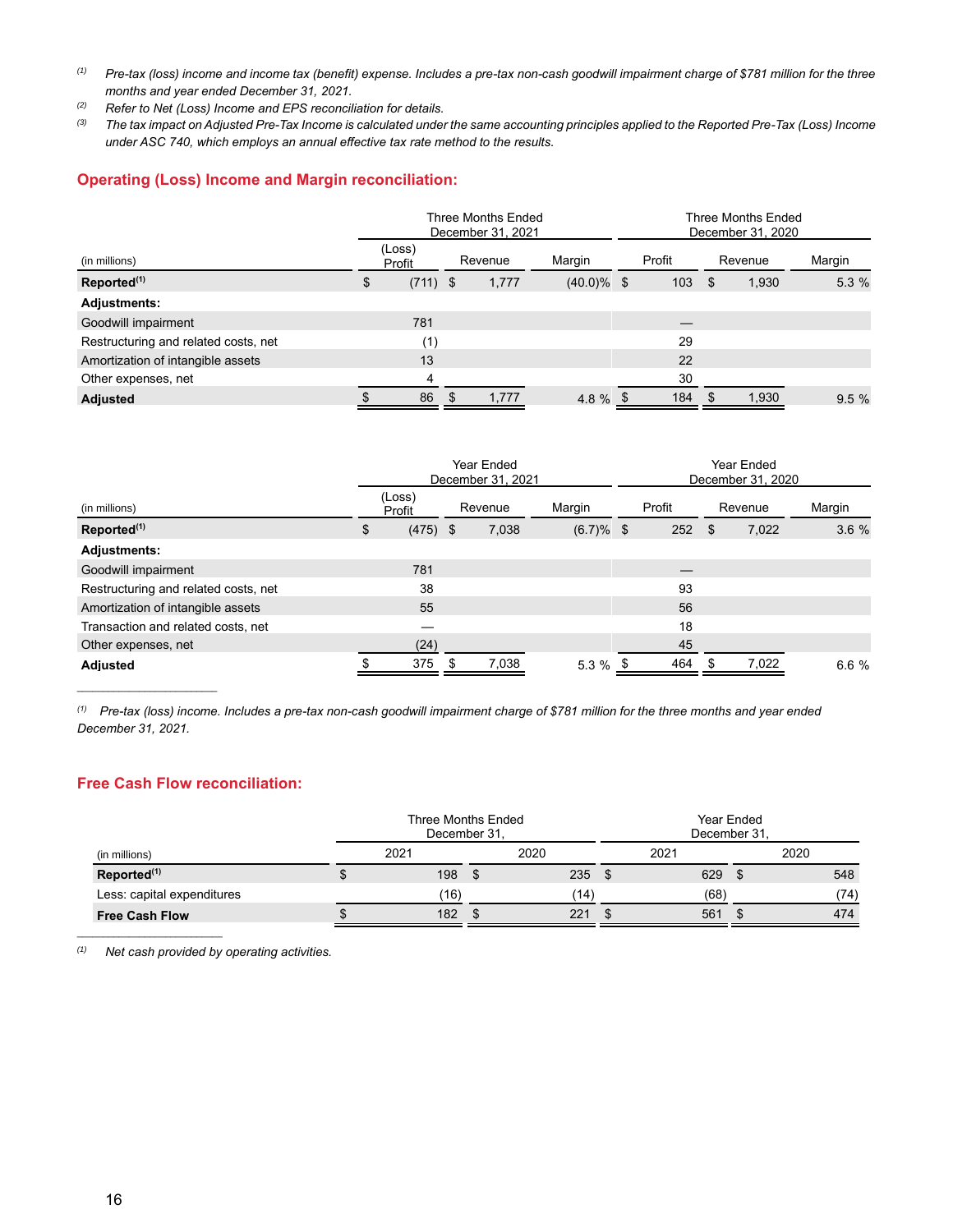(1) *Pre-tax (loss) income and income tax (benefit) expense. Includes a pre-tax non-cash goodwill impairment charge of $781 million for the three months and year ended December 31, 2021.*

(2) *Refer to Net (Loss) Income and EPS reconciliation for details.*

(3) *The tax impact on Adjusted Pre-Tax Income is calculated under the same accounting principles applied to the Reported Pre-Tax (Loss) Income under ASC 740, which employs an annual effective tax rate method to the results.*

## Operating (Loss) Income and Margin reconciliation:

| (in millions) | Three Months Ended December 31, 2021 | | | Three Months Ended December 31, 2020 | | |
|---|---|---|---|---|---|---|
| | (Loss) Profit | Revenue | Margin | Profit | Revenue | Margin |
| **Reported**(1) | $ (711) | $ 1,777 | (40.0)% | $ 103 | $ 1,930 | 5.3 % |
| **Adjustments:** | | | | | | |
| Goodwill impairment | 781 | | | — | | |
| Restructuring and related costs, net | (1) | | | 29 | | |
| Amortization of intangible assets | 13 | | | 22 | | |
| Other expenses, net | 4 | | | 30 | | |
| **Adjusted** | $ 86 | $ 1,777 | 4.8 % | $ 184 | $ 1,930 | 9.5 % |

| (in millions) | Year Ended December 31, 2021 | | | Year Ended December 31, 2020 | | |
|---|---|---|---|---|---|---|
| | (Loss) Profit | Revenue | Margin | Profit | Revenue | Margin |
| **Reported**(1) | $ (475) | $ 7,038 | (6.7)% | $ 252 | $ 7,022 | 3.6 % |
| **Adjustments:** | | | | | | |
| Goodwill impairment | 781 | | | — | | |
| Restructuring and related costs, net | 38 | | | 93 | | |
| Amortization of intangible assets | 55 | | | 56 | | |
| Transaction and related costs, net | — | | | 18 | | |
| Other expenses, net | (24) | | | 45 | | |
| **Adjusted** | $ 375 | $ 7,038 | 5.3 % | $ 464 | $ 7,022 | 6.6 % |

(1) *Pre-tax (loss) income. Includes a pre-tax non-cash goodwill impairment charge of $781 million for the three months and year ended December 31, 2021.*

## Free Cash Flow reconciliation:

| (in millions) | Three Months Ended December 31, | | Year Ended December 31, | |
|---|---|---|---|---|
| | 2021 | 2020 | 2021 | 2020 |
| **Reported**(1) | $ 198 | $ 235 | $ 629 | $ 548 |
| Less: capital expenditures | (16) | (14) | (68) | (74) |
| **Free Cash Flow** | $ 182 | $ 221 | $ 561 | $ 474 |

(1) *Net cash provided by operating activities.*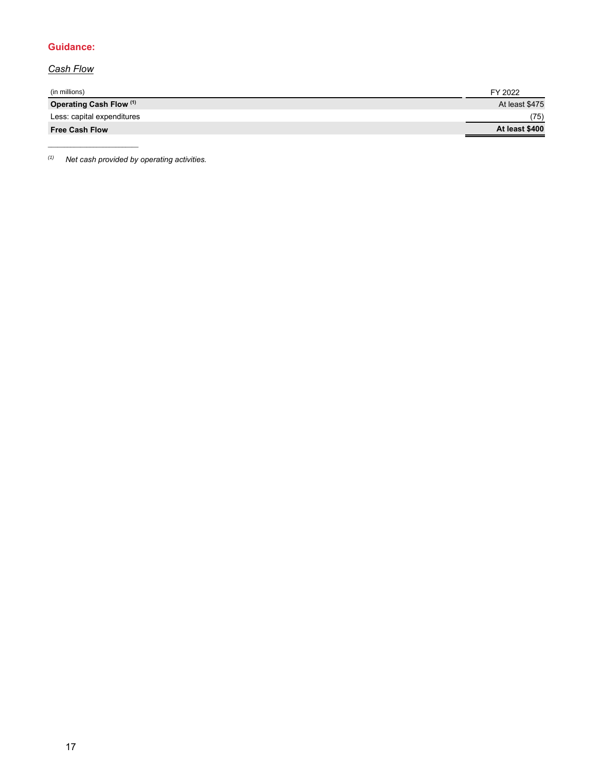**Guidance:**

*Cash Flow*

| (in millions) | FY 2022 |
| --- | --- |
| **Operating Cash Flow** [(1)] | At least $475 |
| Less: capital expenditures | (75) |
| **Free Cash Flow** | **At least $400** |

---

(1) *Net cash provided by operating activities.*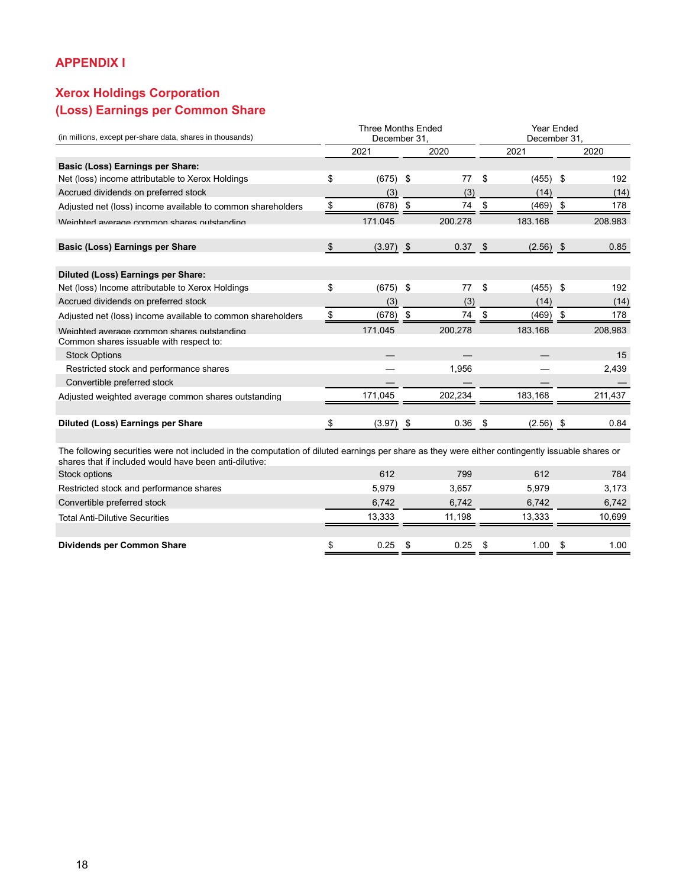# APPENDIX I

## Xerox Holdings Corporation
## (Loss) Earnings per Common Share

| (in millions, except per-share data, shares in thousands) | Three Months Ended December 31, | | Year Ended December 31, | |
|---|---|---|---|---|
| | 2021 | 2020 | 2021 | 2020 |
| **Basic (Loss) Earnings per Share:** | | | | |
| Net (loss) income attributable to Xerox Holdings | $ (675) | $ 77 | $ (455) | $ 192 |
| Accrued dividends on preferred stock | (3) | (3) | (14) | (14) |
| Adjusted net (loss) income available to common shareholders | $ (678) | $ 74 | $ (469) | $ 178 |
| Weighted average common shares outstanding | 171,045 | 200,278 | 183,168 | 208,983 |
| **Basic (Loss) Earnings per Share** | $ (3.97) | $ 0.37 | $ (2.56) | $ 0.85 |
| **Diluted (Loss) Earnings per Share:** | | | | |
| Net (loss) Income attributable to Xerox Holdings | $ (675) | $ 77 | $ (455) | $ 192 |
| Accrued dividends on preferred stock | (3) | (3) | (14) | (14) |
| Adjusted net (loss) income available to common shareholders | $ (678) | $ 74 | $ (469) | $ 178 |
| Weighted average common shares outstanding | 171,045 | 200,278 | 183,168 | 208,983 |
| Common shares issuable with respect to: | | | | |
| Stock Options | — | — | — | 15 |
| Restricted stock and performance shares | — | 1,956 | — | 2,439 |
| Convertible preferred stock | — | — | — | — |
| Adjusted weighted average common shares outstanding | 171,045 | 202,234 | 183,168 | 211,437 |
| **Diluted (Loss) Earnings per Share** | $ (3.97) | $ 0.36 | $ (2.56) | $ 0.84 |
| The following securities were not included in the computation of diluted earnings per share as they were either contingently issuable shares or shares that if included would have been anti-dilutive: | | | | |
| Stock options | 612 | 799 | 612 | 784 |
| Restricted stock and performance shares | 5,979 | 3,657 | 5,979 | 3,173 |
| Convertible preferred stock | 6,742 | 6,742 | 6,742 | 6,742 |
| Total Anti-Dilutive Securities | 13,333 | 11,198 | 13,333 | 10,699 |
| **Dividends per Common Share** | $ 0.25 | $ 0.25 | $ 1.00 | $ 1.00 |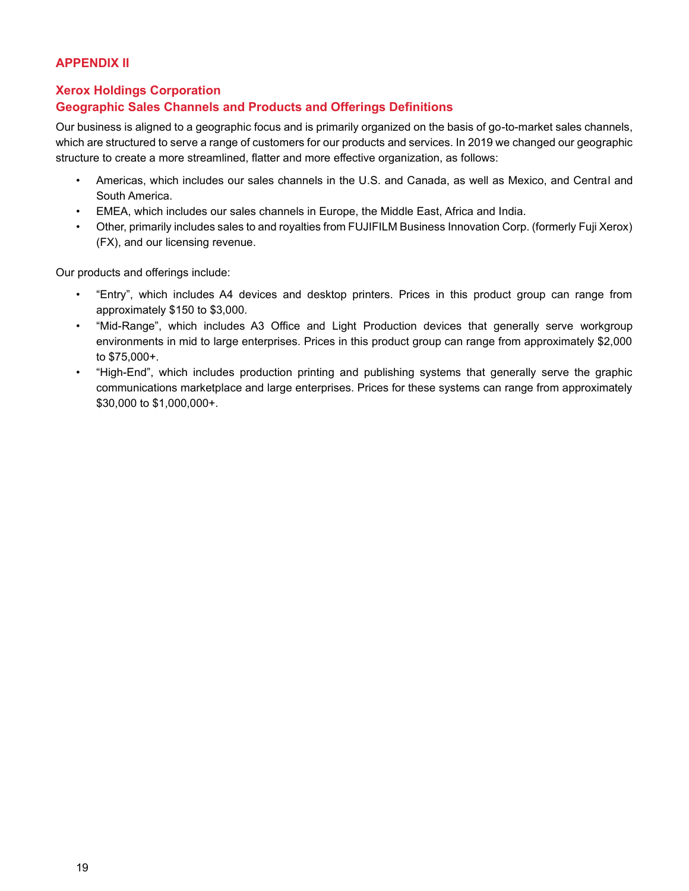## APPENDIX II

### Xerox Holdings Corporation
### Geographic Sales Channels and Products and Offerings Definitions

Our business is aligned to a geographic focus and is primarily organized on the basis of go-to-market sales channels, which are structured to serve a range of customers for our products and services. In 2019 we changed our geographic structure to create a more streamlined, flatter and more effective organization, as follows:

- Americas, which includes our sales channels in the U.S. and Canada, as well as Mexico, and Central and South America.
- EMEA, which includes our sales channels in Europe, the Middle East, Africa and India.
- Other, primarily includes sales to and royalties from FUJIFILM Business Innovation Corp. (formerly Fuji Xerox) (FX), and our licensing revenue.

Our products and offerings include:

- "Entry", which includes A4 devices and desktop printers. Prices in this product group can range from approximately $150 to $3,000.
- "Mid-Range", which includes A3 Office and Light Production devices that generally serve workgroup environments in mid to large enterprises. Prices in this product group can range from approximately $2,000 to $75,000+.
- "High-End", which includes production printing and publishing systems that generally serve the graphic communications marketplace and large enterprises. Prices for these systems can range from approximately $30,000 to $1,000,000+.